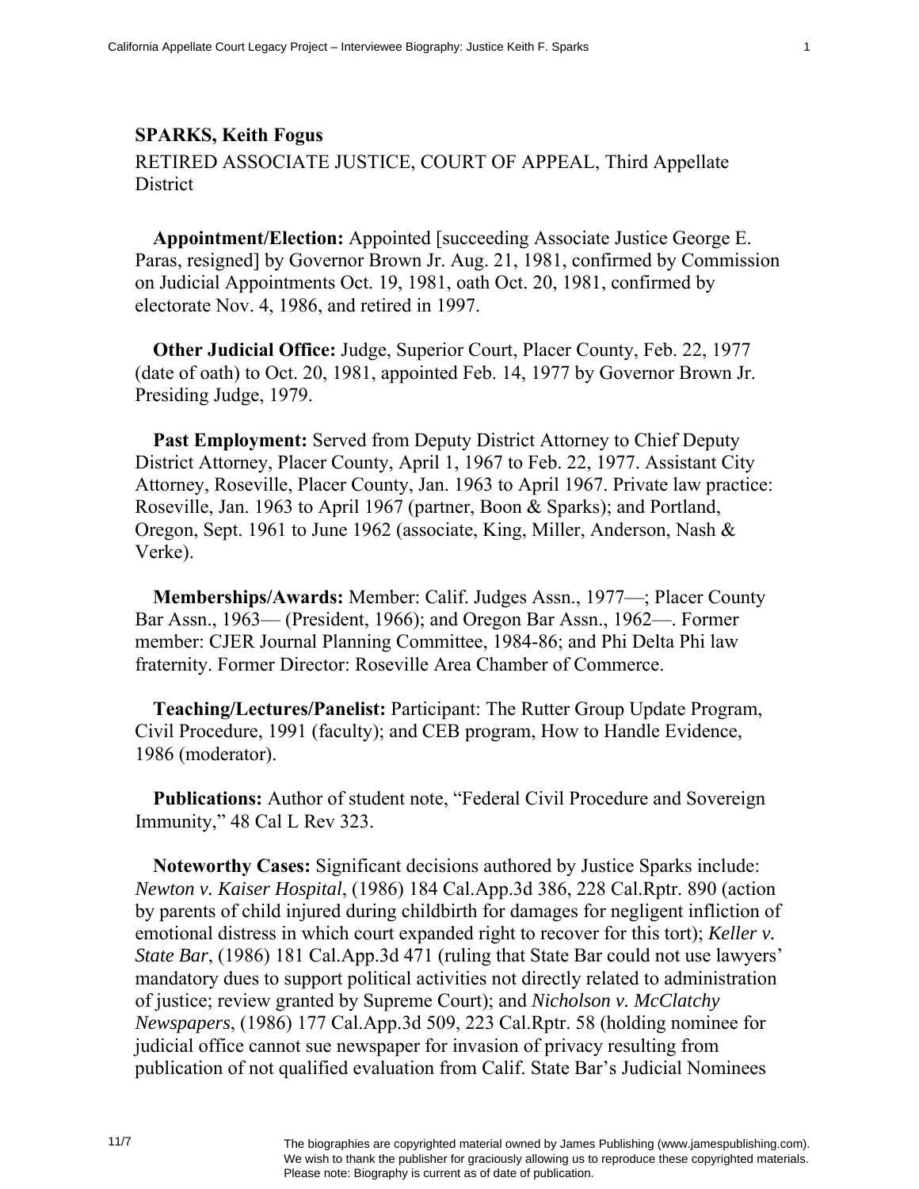**SPARKS, Keith Fogus**

RETIRED ASSOCIATE JUSTICE, COURT OF APPEAL, Third Appellate District

**Appointment/Election:** Appointed [succeeding Associate Justice George E. Paras, resigned] by Governor Brown Jr. Aug. 21, 1981, confirmed by Commission on Judicial Appointments Oct. 19, 1981, oath Oct. 20, 1981, confirmed by electorate Nov. 4, 1986, and retired in 1997.

**Other Judicial Office:** Judge, Superior Court, Placer County, Feb. 22, 1977 (date of oath) to Oct. 20, 1981, appointed Feb. 14, 1977 by Governor Brown Jr. Presiding Judge, 1979.

**Past Employment:** Served from Deputy District Attorney to Chief Deputy District Attorney, Placer County, April 1, 1967 to Feb. 22, 1977. Assistant City Attorney, Roseville, Placer County, Jan. 1963 to April 1967. Private law practice: Roseville, Jan. 1963 to April 1967 (partner, Boon & Sparks); and Portland, Oregon, Sept. 1961 to June 1962 (associate, King, Miller, Anderson, Nash & Verke).

**Memberships/Awards:** Member: Calif. Judges Assn., 1977—; Placer County Bar Assn., 1963— (President, 1966); and Oregon Bar Assn., 1962—. Former member: CJER Journal Planning Committee, 1984-86; and Phi Delta Phi law fraternity. Former Director: Roseville Area Chamber of Commerce.

**Teaching/Lectures/Panelist:** Participant: The Rutter Group Update Program, Civil Procedure, 1991 (faculty); and CEB program, How to Handle Evidence, 1986 (moderator).

**Publications:** Author of student note, "Federal Civil Procedure and Sovereign Immunity," 48 Cal L Rev 323.

**Noteworthy Cases:** Significant decisions authored by Justice Sparks include: *Newton v. Kaiser Hospital*, (1986) 184 Cal.App.3d 386, 228 Cal.Rptr. 890 (action by parents of child injured during childbirth for damages for negligent infliction of emotional distress in which court expanded right to recover for this tort); *Keller v. State Bar*, (1986) 181 Cal.App.3d 471 (ruling that State Bar could not use lawyers' mandatory dues to support political activities not directly related to administration of justice; review granted by Supreme Court); and *Nicholson v. McClatchy Newspapers*, (1986) 177 Cal.App.3d 509, 223 Cal.Rptr. 58 (holding nominee for judicial office cannot sue newspaper for invasion of privacy resulting from publication of not qualified evaluation from Calif. State Bar's Judicial Nominees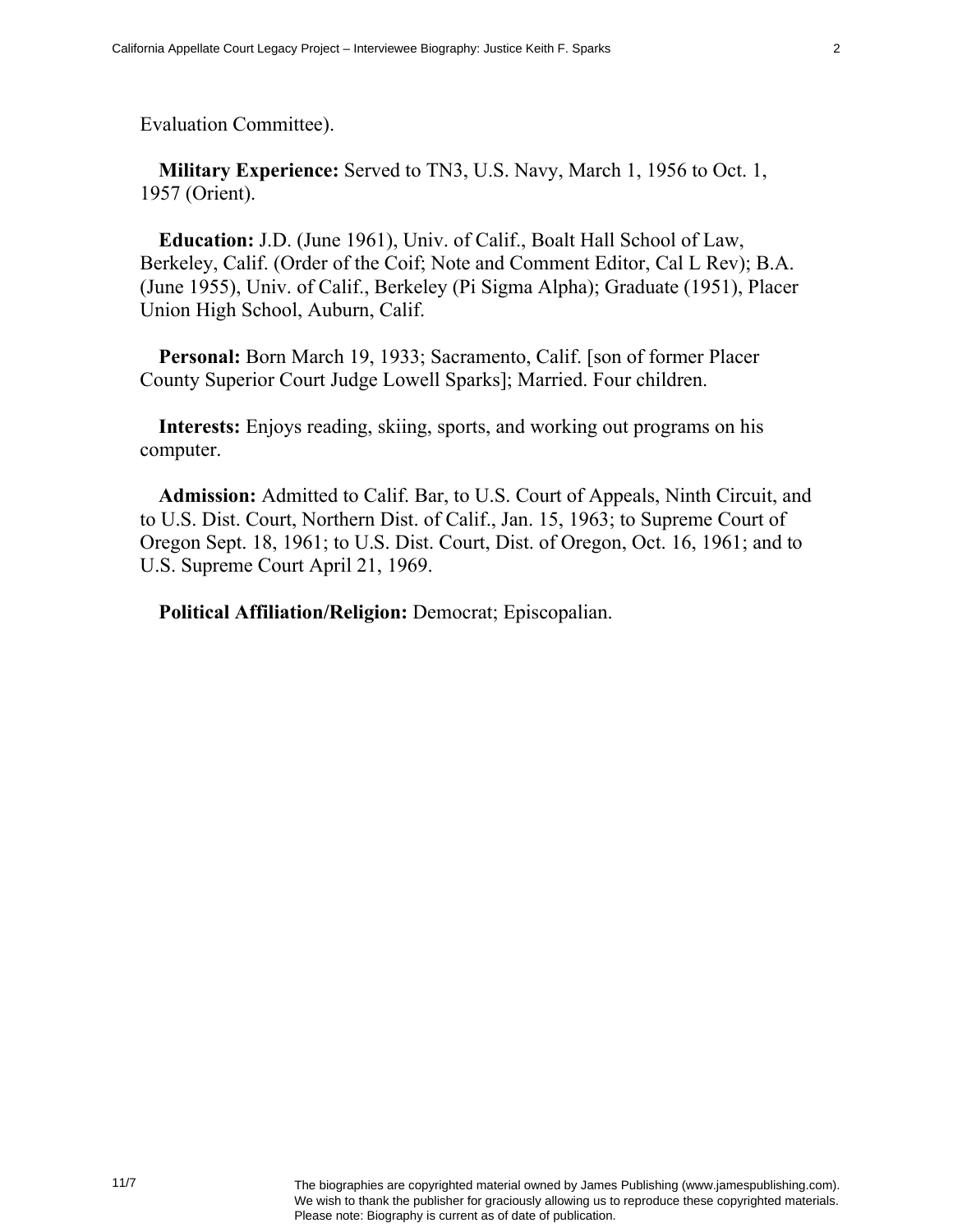Evaluation Committee).

**Military Experience:** Served to TN3, U.S. Navy, March 1, 1956 to Oct. 1, 1957 (Orient).

**Education:** J.D. (June 1961), Univ. of Calif., Boalt Hall School of Law, Berkeley, Calif. (Order of the Coif; Note and Comment Editor, Cal L Rev); B.A. (June 1955), Univ. of Calif., Berkeley (Pi Sigma Alpha); Graduate (1951), Placer Union High School, Auburn, Calif.

**Personal:** Born March 19, 1933; Sacramento, Calif. [son of former Placer County Superior Court Judge Lowell Sparks]; Married. Four children.

**Interests:** Enjoys reading, skiing, sports, and working out programs on his computer.

**Admission:** Admitted to Calif. Bar, to U.S. Court of Appeals, Ninth Circuit, and to U.S. Dist. Court, Northern Dist. of Calif., Jan. 15, 1963; to Supreme Court of Oregon Sept. 18, 1961; to U.S. Dist. Court, Dist. of Oregon, Oct. 16, 1961; and to U.S. Supreme Court April 21, 1969.

**Political Affiliation/Religion:** Democrat; Episcopalian.

11/7

The biographies are copyrighted material owned by James Publishing (www.jamespublishing.com). We wish to thank the publisher for graciously allowing us to reproduce these copyrighted materials. Please note: Biography is current as of date of publication.